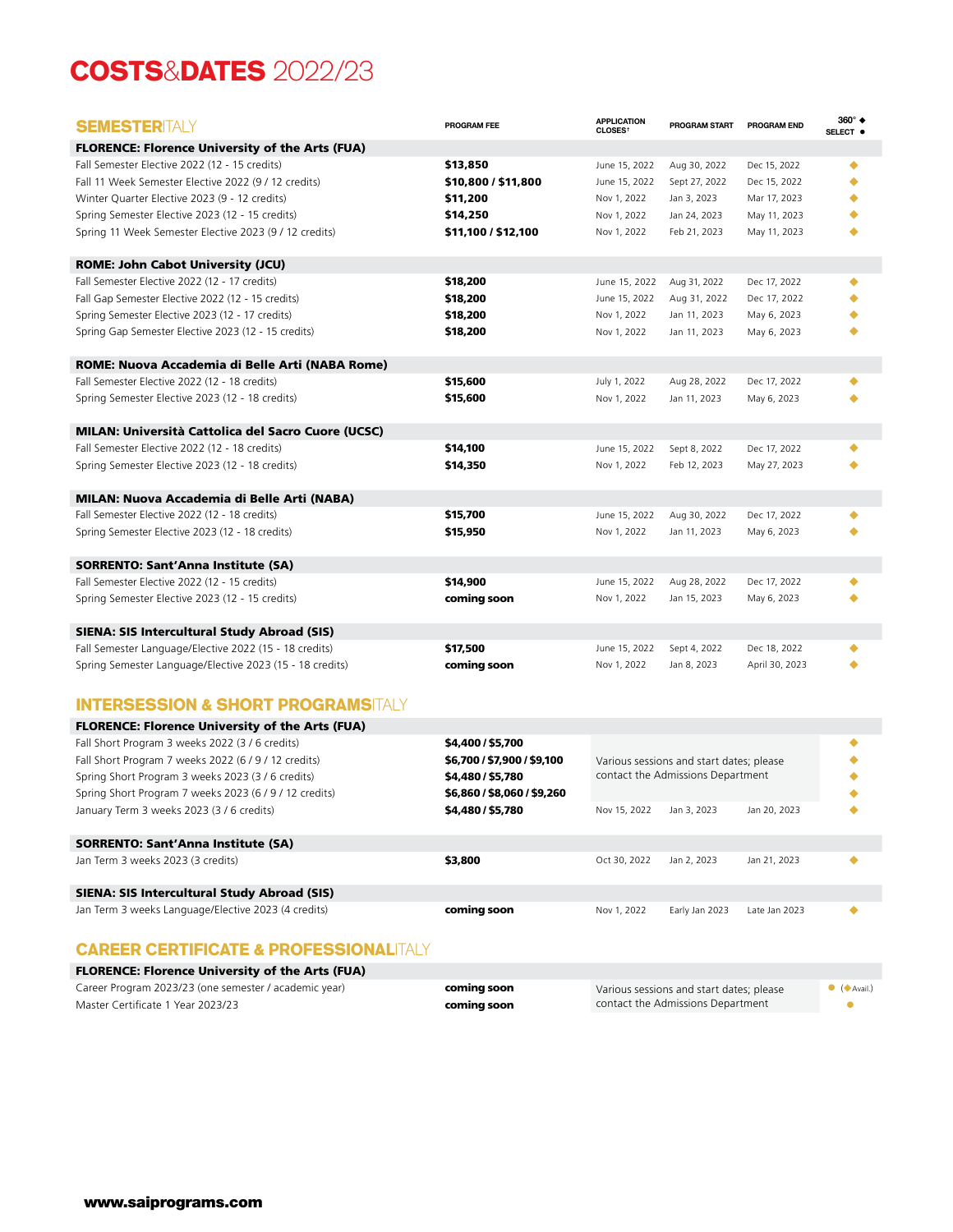# COSTS&DATES 2022/23

## SEMESTERITALY

| | PROGRAM FEE | APPLICATION CLOSES† | PROGRAM START | PROGRAM END | 360° ◆ SELECT ● |
|---|---|---|---|---|---|
| **FLORENCE: Florence University of the Arts (FUA)** | | | | | |
| Fall Semester Elective 2022 (12 - 15 credits) | **$13,850** | June 15, 2022 | Aug 30, 2022 | Dec 15, 2022 | ◆ |
| Fall 11 Week Semester Elective 2022 (9 / 12 credits) | **$10,800 / $11,800** | June 15, 2022 | Sept 27, 2022 | Dec 15, 2022 | ◆ |
| Winter Quarter Elective 2023 (9 - 12 credits) | **$11,200** | Nov 1, 2022 | Jan 3, 2023 | Mar 17, 2023 | ◆ |
| Spring Semester Elective 2023 (12 - 15 credits) | **$14,250** | Nov 1, 2022 | Jan 24, 2023 | May 11, 2023 | ◆ |
| Spring 11 Week Semester Elective 2023 (9 / 12 credits) | **$11,100 / $12,100** | Nov 1, 2022 | Feb 21, 2023 | May 11, 2023 | ◆ |
| **ROME: John Cabot University (JCU)** | | | | | |
| Fall Semester Elective 2022 (12 - 17 credits) | **$18,200** | June 15, 2022 | Aug 31, 2022 | Dec 17, 2022 | ◆ |
| Fall Gap Semester Elective 2022 (12 - 15 credits) | **$18,200** | June 15, 2022 | Aug 31, 2022 | Dec 17, 2022 | ◆ |
| Spring Semester Elective 2023 (12 - 17 credits) | **$18,200** | Nov 1, 2022 | Jan 11, 2023 | May 6, 2023 | ◆ |
| Spring Gap Semester Elective 2023 (12 - 15 credits) | **$18,200** | Nov 1, 2022 | Jan 11, 2023 | May 6, 2023 | ◆ |
| **ROME: Nuova Accademia di Belle Arti (NABA Rome)** | | | | | |
| Fall Semester Elective 2022 (12 - 18 credits) | **$15,600** | July 1, 2022 | Aug 28, 2022 | Dec 17, 2022 | ◆ |
| Spring Semester Elective 2023 (12 - 18 credits) | **$15,600** | Nov 1, 2022 | Jan 11, 2023 | May 6, 2023 | ◆ |
| **MILAN: Università Cattolica del Sacro Cuore (UCSC)** | | | | | |
| Fall Semester Elective 2022 (12 - 18 credits) | **$14,100** | June 15, 2022 | Sept 8, 2022 | Dec 17, 2022 | ◆ |
| Spring Semester Elective 2023 (12 - 18 credits) | **$14,350** | Nov 1, 2022 | Feb 12, 2023 | May 27, 2023 | ◆ |
| **MILAN: Nuova Accademia di Belle Arti (NABA)** | | | | | |
| Fall Semester Elective 2022 (12 - 18 credits) | **$15,700** | June 15, 2022 | Aug 30, 2022 | Dec 17, 2022 | ◆ |
| Spring Semester Elective 2023 (12 - 18 credits) | **$15,950** | Nov 1, 2022 | Jan 11, 2023 | May 6, 2023 | ◆ |
| **SORRENTO: Sant'Anna Institute (SA)** | | | | | |
| Fall Semester Elective 2022 (12 - 15 credits) | **$14,900** | June 15, 2022 | Aug 28, 2022 | Dec 17, 2022 | ◆ |
| Spring Semester Elective 2023 (12 - 15 credits) | **coming soon** | Nov 1, 2022 | Jan 15, 2023 | May 6, 2023 | ◆ |
| **SIENA: SIS Intercultural Study Abroad (SIS)** | | | | | |
| Fall Semester Language/Elective 2022 (15 - 18 credits) | **$17,500** | June 15, 2022 | Sept 4, 2022 | Dec 18, 2022 | ◆ |
| Spring Semester Language/Elective 2023 (15 - 18 credits) | **coming soon** | Nov 1, 2022 | Jan 8, 2023 | April 30, 2023 | ◆ |

## INTERSESSION & SHORT PROGRAMSITALY

| | PROGRAM FEE | APPLICATION CLOSES† | PROGRAM START | PROGRAM END | 360° ◆ SELECT ● |
|---|---|---|---|---|---|
| **FLORENCE: Florence University of the Arts (FUA)** | | | | | |
| Fall Short Program 3 weeks 2022 (3 / 6 credits) | **$4,400 / $5,700** | Various sessions and start dates; please contact the Admissions Department | | | ◆ |
| Fall Short Program 7 weeks 2022 (6 / 9 / 12 credits) | **$6,700 / $7,900 / $9,100** | | | | ◆ |
| Spring Short Program 3 weeks 2023 (3 / 6 credits) | **$4,480 / $5,780** | | | | ◆ |
| Spring Short Program 7 weeks 2023 (6 / 9 / 12 credits) | **$6,860 / $8,060 / $9,260** | | | | ◆ |
| January Term 3 weeks 2023 (3 / 6 credits) | **$4,480 / $5,780** | Nov 15, 2022 | Jan 3, 2023 | Jan 20, 2023 | ◆ |
| **SORRENTO: Sant'Anna Institute (SA)** | | | | | |
| Jan Term 3 weeks 2023 (3 credits) | **$3,800** | Oct 30, 2022 | Jan 2, 2023 | Jan 21, 2023 | ◆ |
| **SIENA: SIS Intercultural Study Abroad (SIS)** | | | | | |
| Jan Term 3 weeks Language/Elective 2023 (4 credits) | **coming soon** | Nov 1, 2022 | Early Jan 2023 | Late Jan 2023 | ◆ |

## CAREER CERTIFICATE & PROFESSIONALITALY

| | PROGRAM FEE | APPLICATION CLOSES† | PROGRAM START | PROGRAM END | 360° ◆ SELECT ● |
|---|---|---|---|---|---|
| **FLORENCE: Florence University of the Arts (FUA)** | | | | | |
| Career Program 2023/23 (one semester / academic year) | **coming soon** | Various sessions and start dates; please contact the Admissions Department | | | ● (◆Avail.) |
| Master Certificate 1 Year 2023/23 | **coming soon** | | | | ● |

**www.saiprograms.com**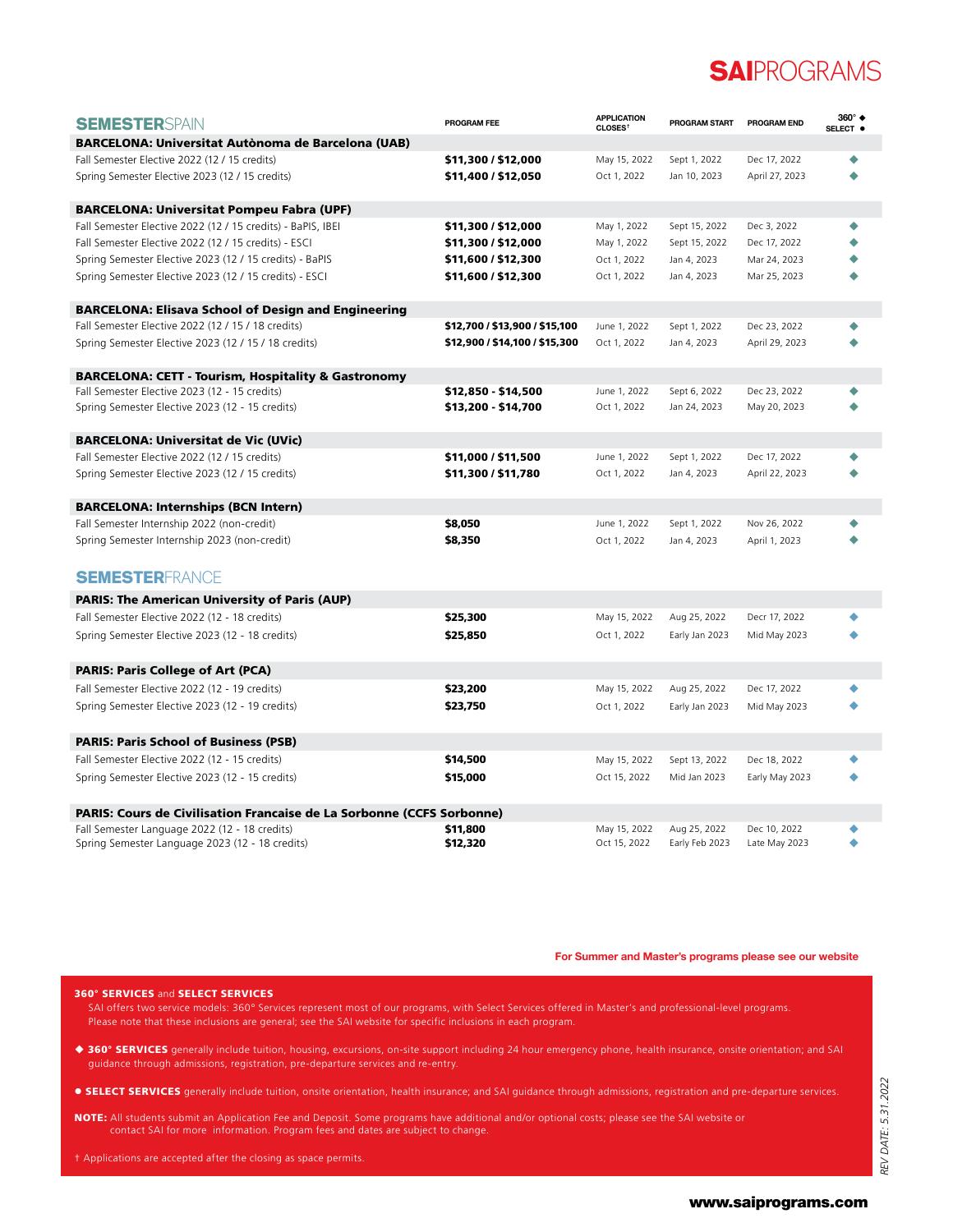# SAIPROGRAMS

## SEMESTERSPAIN

| SEMESTERSPAIN | PROGRAM FEE | APPLICATION CLOSES† | PROGRAM START | PROGRAM END | 360° ◆ SELECT ● |
|---|---|---|---|---|---|
| **BARCELONA: Universitat Autònoma de Barcelona (UAB)** | | | | | |
| Fall Semester Elective 2022 (12 / 15 credits) | **$11,300 / $12,000** | May 15, 2022 | Sept 1, 2022 | Dec 17, 2022 | ◆ |
| Spring Semester Elective 2023 (12 / 15 credits) | **$11,400 / $12,050** | Oct 1, 2022 | Jan 10, 2023 | April 27, 2023 | ◆ |
| **BARCELONA: Universitat Pompeu Fabra (UPF)** | | | | | |
| Fall Semester Elective 2022 (12 / 15 credits) - BaPIS, IBEI | **$11,300 / $12,000** | May 1, 2022 | Sept 15, 2022 | Dec 3, 2022 | ◆ |
| Fall Semester Elective 2022 (12 / 15 credits) - ESCI | **$11,300 / $12,000** | May 1, 2022 | Sept 15, 2022 | Dec 17, 2022 | ◆ |
| Spring Semester Elective 2023 (12 / 15 credits) - BaPIS | **$11,600 / $12,300** | Oct 1, 2022 | Jan 4, 2023 | Mar 24, 2023 | ◆ |
| Spring Semester Elective 2023 (12 / 15 credits) - ESCI | **$11,600 / $12,300** | Oct 1, 2022 | Jan 4, 2023 | Mar 25, 2023 | ◆ |
| **BARCELONA: Elisava School of Design and Engineering** | | | | | |
| Fall Semester Elective 2022 (12 / 15 / 18 credits) | **$12,700 / $13,900 / $15,100** | June 1, 2022 | Sept 1, 2022 | Dec 23, 2022 | ◆ |
| Spring Semester Elective 2023 (12 / 15 / 18 credits) | **$12,900 / $14,100 / $15,300** | Oct 1, 2022 | Jan 4, 2023 | April 29, 2023 | ◆ |
| **BARCELONA: CETT - Tourism, Hospitality & Gastronomy** | | | | | |
| Fall Semester Elective 2023 (12 - 15 credits) | **$12,850 - $14,500** | June 1, 2022 | Sept 6, 2022 | Dec 23, 2022 | ◆ |
| Spring Semester Elective 2023 (12 - 15 credits) | **$13,200 - $14,700** | Oct 1, 2022 | Jan 24, 2023 | May 20, 2023 | ◆ |
| **BARCELONA: Universitat de Vic (UVic)** | | | | | |
| Fall Semester Elective 2022 (12 / 15 credits) | **$11,000 / $11,500** | June 1, 2022 | Sept 1, 2022 | Dec 17, 2022 | ◆ |
| Spring Semester Elective 2023 (12 / 15 credits) | **$11,300 / $11,780** | Oct 1, 2022 | Jan 4, 2023 | April 22, 2023 | ◆ |
| **BARCELONA: Internships (BCN Intern)** | | | | | |
| Fall Semester Internship 2022 (non-credit) | **$8,050** | June 1, 2022 | Sept 1, 2022 | Nov 26, 2022 | ◆ |
| Spring Semester Internship 2023 (non-credit) | **$8,350** | Oct 1, 2022 | Jan 4, 2023 | April 1, 2023 | ◆ |

## SEMESTERFRANCE

| | | | | | |
|---|---|---|---|---|---|
| **PARIS: The American University of Paris (AUP)** | | | | | |
| Fall Semester Elective 2022 (12 - 18 credits) | **$25,300** | May 15, 2022 | Aug 25, 2022 | Decr 17, 2022 | ◆ |
| Spring Semester Elective 2023 (12 - 18 credits) | **$25,850** | Oct 1, 2022 | Early Jan 2023 | Mid May 2023 | ◆ |
| **PARIS: Paris College of Art (PCA)** | | | | | |
| Fall Semester Elective 2022 (12 - 19 credits) | **$23,200** | May 15, 2022 | Aug 25, 2022 | Dec 17, 2022 | ◆ |
| Spring Semester Elective 2023 (12 - 19 credits) | **$23,750** | Oct 1, 2022 | Early Jan 2023 | Mid May 2023 | ◆ |
| **PARIS: Paris School of Business (PSB)** | | | | | |
| Fall Semester Elective 2022 (12 - 15 credits) | **$14,500** | May 15, 2022 | Sept 13, 2022 | Dec 18, 2022 | ◆ |
| Spring Semester Elective 2023 (12 - 15 credits) | **$15,000** | Oct 15, 2022 | Mid Jan 2023 | Early May 2023 | ◆ |
| **PARIS: Cours de Civilisation Francaise de La Sorbonne (CCFS Sorbonne)** | | | | | |
| Fall Semester Language 2022 (12 - 18 credits) | **$11,800** | May 15, 2022 | Aug 25, 2022 | Dec 10, 2022 | ◆ |
| Spring Semester Language 2023 (12 - 18 credits) | **$12,320** | Oct 15, 2022 | Early Feb 2023 | Late May 2023 | ◆ |

**For Summer and Master's programs please see our website**

**360° SERVICES** and **SELECT SERVICES**
SAI offers two service models: 360° Services represent most of our programs, with Select Services offered in Master's and professional-level programs. Please note that these inclusions are general; see the SAI website for specific inclusions in each program.

◆ **360° SERVICES** generally include tuition, housing, excursions, on-site support including 24 hour emergency phone, health insurance, onsite orientation; and SAI guidance through admissions, registration, pre-departure services and re-entry.

● **SELECT SERVICES** generally include tuition, onsite orientation, health insurance; and SAI guidance through admissions, registration and pre-departure services.

**NOTE:** All students submit an Application Fee and Deposit. Some programs have additional and/or optional costs; please see the SAI website or contact SAI for more information. Program fees and dates are subject to change.

† Applications are accepted after the closing as space permits.

*REV DATE: 5.31.2022*

**www.saiprograms.com**